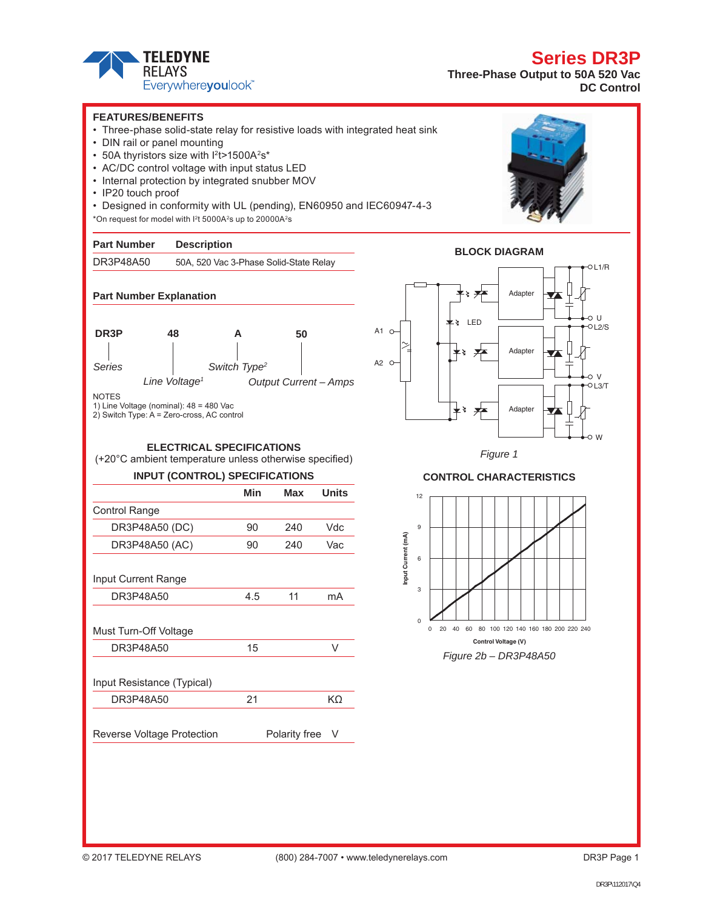TELEDYNE RELAYS
Everywhereyoulook™

# Series DR3P

**Three-Phase Output to 50A 520 Vac**
**DC Control**

## FEATURES/BENEFITS

- Three-phase solid-state relay for resistive loads with integrated heat sink
- DIN rail or panel mounting
- 50A thyristors size with $I^2t>1500A^2s$*
- AC/DC control voltage with input status LED
- Internal protection by integrated snubber MOV
- IP20 touch proof
- Designed in conformity with UL (pending), EN60950 and IEC60947-4-3

*On request for model with $I^2t$ $5000A^2s$ up to $20000A^2s$

| Part Number | Description |
|---|---|
| DR3P48A50 | 50A, 520 Vac 3-Phase Solid-State Relay |

### Part Number Explanation

DR3P — Series
48 — Line Voltage[1]
A — Switch Type[2]
50 — Output Current – Amps

NOTES
1) Line Voltage (nominal): 48 = 480 Vac
2) Switch Type: A = Zero-cross, AC control

### BLOCK DIAGRAM

L1/R
U
L2/S
V
L3/T
W
A1
A2
LED
Adapter
Adapter
Adapter

*Figure 1*

### ELECTRICAL SPECIFICATIONS

(+20°C ambient temperature unless otherwise specified)

**INPUT (CONTROL) SPECIFICATIONS**

| | Min | Max | Units |
|---|---|---|---|
| Control Range | | | |
| DR3P48A50 (DC) | 90 | 240 | Vdc |
| DR3P48A50 (AC) | 90 | 240 | Vac |
| Input Current Range | | | |
| DR3P48A50 | 4.5 | 11 | mA |
| Must Turn-Off Voltage | | | |
| DR3P48A50 | 15 | | V |
| Input Resistance (Typical) | | | |
| DR3P48A50 | 21 | | KΩ |
| Reverse Voltage Protection | | Polarity free | V |

### CONTROL CHARACTERISTICS

Input Current (mA)
0
3
6
9
12
Control Voltage (V)
0 20 40 60 80 100 120 140 160 180 200 220 240

*Figure 2b – DR3P48A50*

© 2017 TELEDYNE RELAYS (800) 284-7007 • www.teledynerelays.com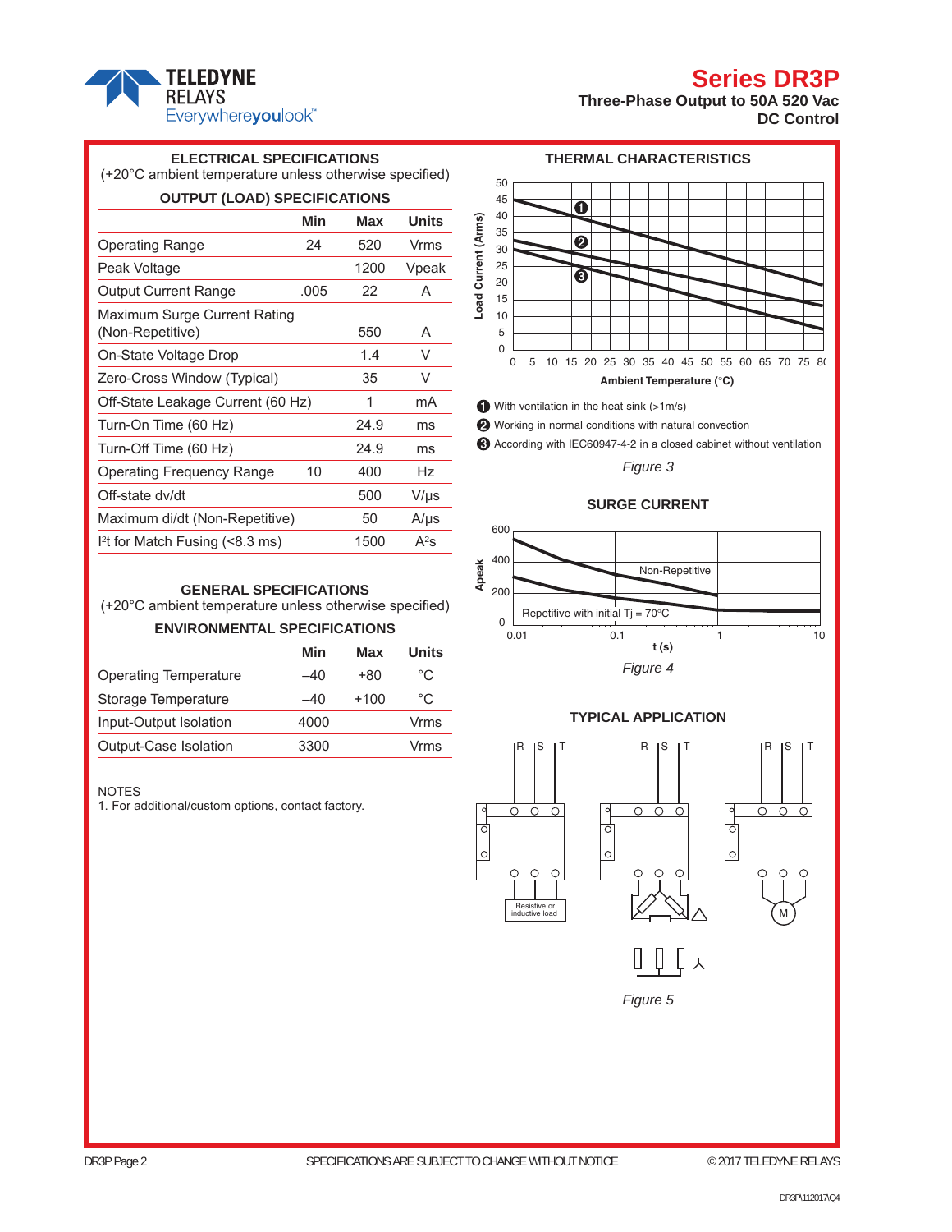# Series DR3P

**Three-Phase Output to 50A 520 Vac**
**DC Control**

## ELECTRICAL SPECIFICATIONS

(+20°C ambient temperature unless otherwise specified)

### OUTPUT (LOAD) SPECIFICATIONS

| | Min | Max | Units |
|---|---|---|---|
| Operating Range | 24 | 520 | Vrms |
| Peak Voltage | | 1200 | Vpeak |
| Output Current Range | .005 | 22 | A |
| Maximum Surge Current Rating (Non-Repetitive) | | 550 | A |
| On-State Voltage Drop | | 1.4 | V |
| Zero-Cross Window (Typical) | | 35 | V |
| Off-State Leakage Current (60 Hz) | | 1 | mA |
| Turn-On Time (60 Hz) | | 24.9 | ms |
| Turn-Off Time (60 Hz) | | 24.9 | ms |
| Operating Frequency Range | 10 | 400 | Hz |
| Off-state dv/dt | | 500 | V/µs |
| Maximum di/dt (Non-Repetitive) | | 50 | A/µs |
| $I^2t$ for Match Fusing (<8.3 ms) | | 1500 | $A^2s$ |

## GENERAL SPECIFICATIONS

(+20°C ambient temperature unless otherwise specified)

### ENVIRONMENTAL SPECIFICATIONS

| | Min | Max | Units |
|---|---|---|---|
| Operating Temperature | –40 | +80 | °C |
| Storage Temperature | –40 | +100 | °C |
| Input-Output Isolation | 4000 | | Vrms |
| Output-Case Isolation | 3300 | | Vrms |

NOTES
1. For additional/custom options, contact factory.

## THERMAL CHARACTERISTICS

Load Current (Arms)
50
45
40
35
30
25
20
15
10
5
0
0 5 10 15 20 25 30 35 40 45 50 55 60 65 70 75 80
Ambient Temperature (°C)

❶ With ventilation in the heat sink (>1m/s)
❷ Working in normal conditions with natural convection
❸ According with IEC60947-4-2 in a closed cabinet without ventilation

*Figure 3*

## SURGE CURRENT

Apeak
600
400
200
0
0.01 0.1 1 10
t (s)
Non-Repetitive
Repetitive with initial Tj = 70°C

*Figure 4*

## TYPICAL APPLICATION

R S T
Resistive or inductive load
M

*Figure 5*

DR3P\112017\Q4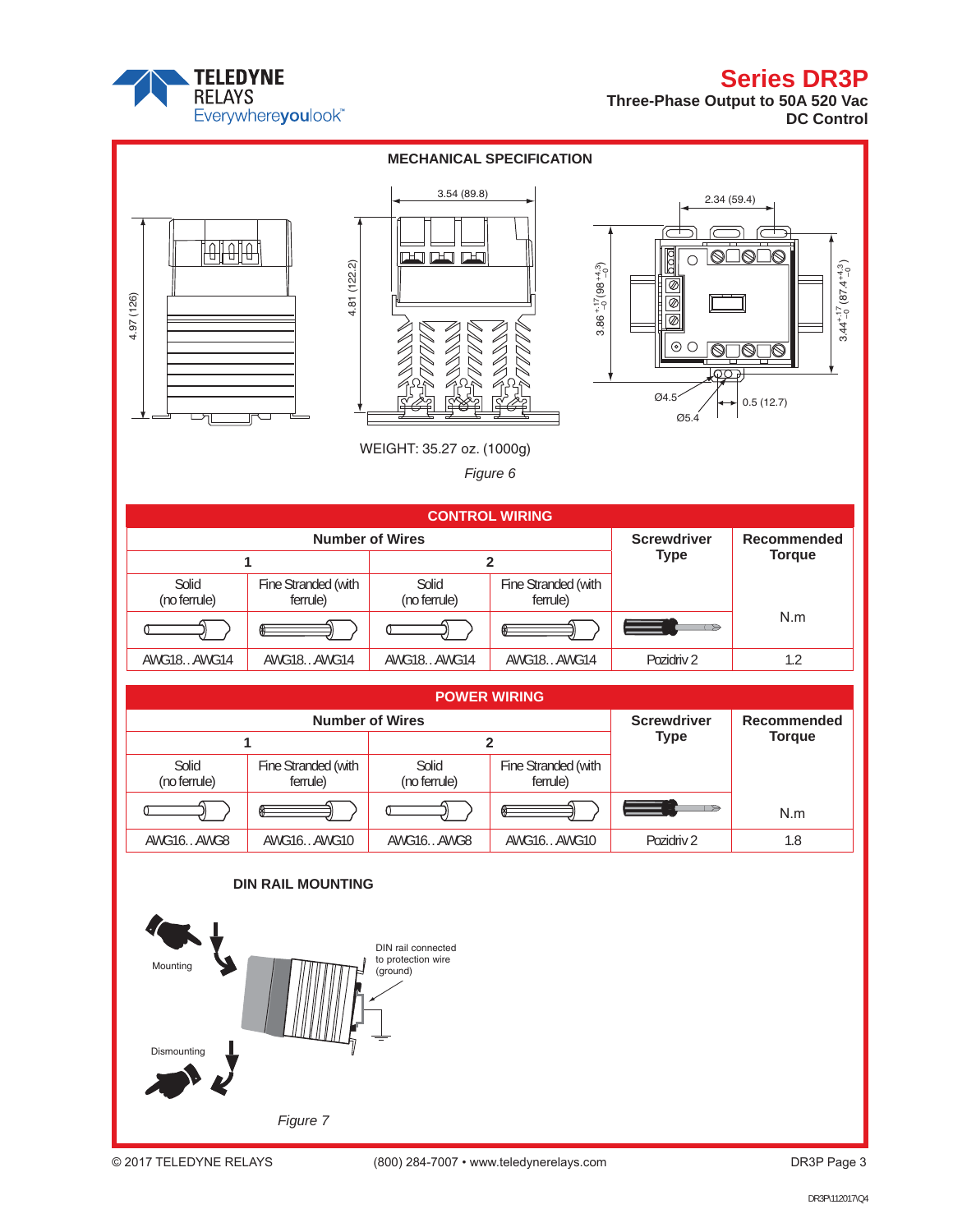## MECHANICAL SPECIFICATION

4.97 (126)

4.81 (122.2)

3.54 (89.8)

2.34 (59.4)

3.86 $^{+.17}_{-0}$ (98 $^{+4.3}_{-0}$)

3.44 $^{+.17}_{-0}$ (87.4 $^{+4.3}_{-0}$)

Ø4.5

Ø5.4

0.5 (12.7)

WEIGHT: 35.27 oz. (1000g)

*Figure 6*

| CONTROL WIRING | | | | | |
|---|---|---|---|---|---|
| Number of Wires | | | | Screwdriver Type | Recommended Torque |
| 1 | | 2 | | | |
| Solid (no ferrule) | Fine Stranded (with ferrule) | Solid (no ferrule) | Fine Stranded (with ferrule) | | |
| | | | | | N.m |
| AWG18...AWG14 | AWG18...AWG14 | AWG18...AWG14 | AWG18...AWG14 | Pozidriv 2 | 1.2 |

| POWER WIRING | | | | | |
|---|---|---|---|---|---|
| Number of Wires | | | | Screwdriver Type | Recommended Torque |
| 1 | | 2 | | | |
| Solid (no ferrule) | Fine Stranded (with ferrule) | Solid (no ferrule) | Fine Stranded (with ferrule) | | |
| | | | | | N.m |
| AWG16...AWG8 | AWG16...AWG10 | AWG16...AWG8 | AWG16...AWG10 | Pozidriv 2 | 1.8 |

## DIN RAIL MOUNTING

Mounting

Dismounting

DIN rail connected to protection wire (ground)

*Figure 7*